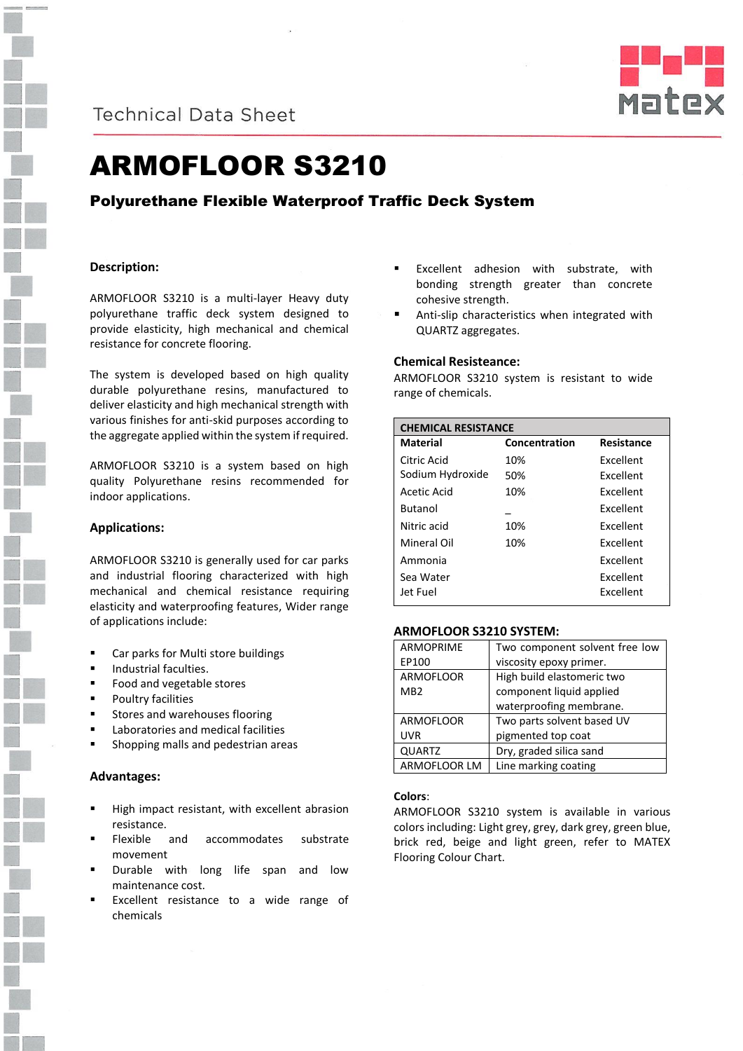Technical Data Sheet

# ARMOFLOOR S3210

## Polyurethane Flexible Waterproof Traffic Deck System

### Description:

ARMOFLOOR S3210 is a multi-layer Heavy duty polyurethane traffic deck system designed to provide elasticity, high mechanical and chemical resistance for concrete flooring.

The system is developed based on high quality durable polyurethane resins, manufactured to deliver elasticity and high mechanical strength with various finishes for anti-skid purposes according to the aggregate applied within the system if required.

ARMOFLOOR S3210 is a system based on high quality Polyurethane resins recommended for indoor applications.

### Applications:

ARMOFLOOR S3210 is generally used for car parks and industrial flooring characterized with high mechanical and chemical resistance requiring elasticity and waterproofing features, Wider range of applications include:

- Car parks for Multi store buildings
- Industrial faculties.
- Food and vegetable stores
- Poultry facilities
- Stores and warehouses flooring
- Laboratories and medical facilities
- Shopping malls and pedestrian areas

### Advantages:

- High impact resistant, with excellent abrasion resistance.
- Flexible and accommodates substrate movement
- Durable with long life span and low maintenance cost.
- Excellent resistance to a wide range of chemicals
- Excellent adhesion with substrate, with bonding strength greater than concrete cohesive strength.
- Anti-slip characteristics when integrated with QUARTZ aggregates.

### Chemical Resisteance:

ARMOFLOOR S3210 system is resistant to wide range of chemicals.

| CHEMICAL RESISTANCE | | |
|---|---|---|
| **Material** | **Concentration** | **Resistance** |
| Citric Acid | 10% | Excellent |
| Sodium Hydroxide | 50% | Excellent |
| Acetic Acid | 10% | Excellent |
| Butanol | _ | Excellent |
| Nitric acid | 10% | Excellent |
| Mineral Oil | 10% | Excellent |
| Ammonia | | Excellent |
| Sea Water | | Excellent |
| Jet Fuel | | Excellent |

### ARMOFLOOR S3210 SYSTEM:

| ARMOPRIME EP100 | Two component solvent free low viscosity epoxy primer. |
|---|---|
| ARMOFLOOR MB2 | High build elastomeric two component liquid applied waterproofing membrane. |
| ARMOFLOOR UVR | Two parts solvent based UV pigmented top coat |
| QUARTZ | Dry, graded silica sand |
| ARMOFLOOR LM | Line marking coating |

### Colors:

ARMOFLOOR S3210 system is available in various colors including: Light grey, grey, dark grey, green blue, brick red, beige and light green, refer to MATEX Flooring Colour Chart.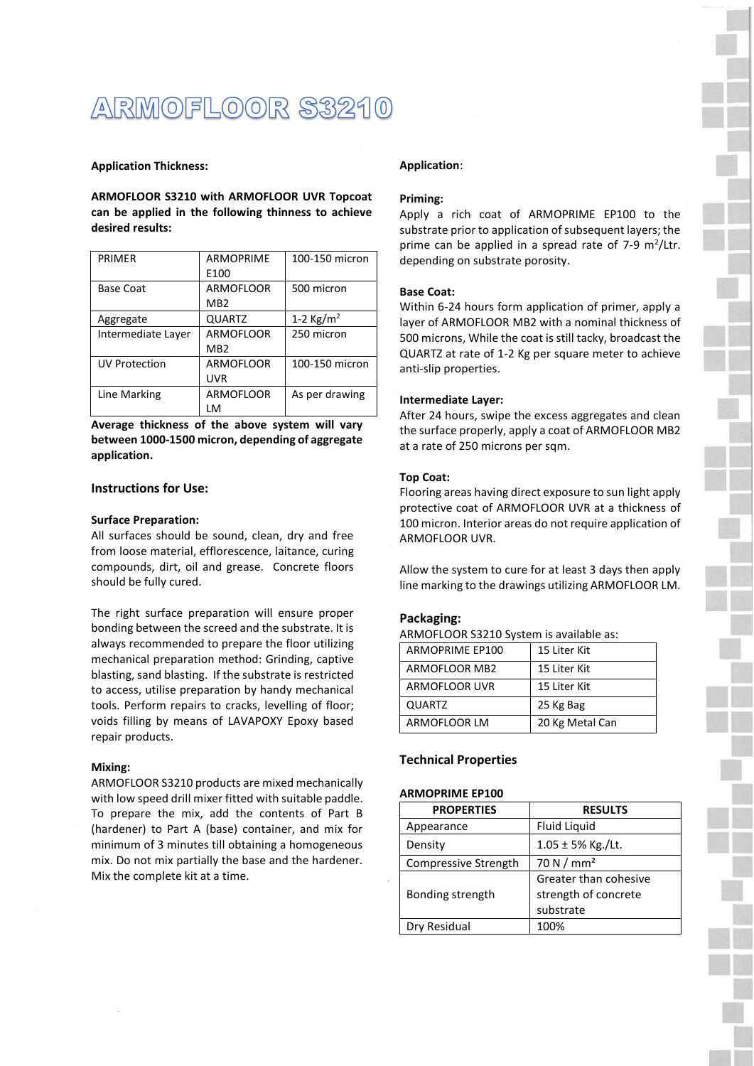# ARMOFLOOR S3210

**Application Thickness:**

**ARMOFLOOR S3210 with ARMOFLOOR UVR Topcoat can be applied in the following thinness to achieve desired results:**

| PRIMER | ARMOPRIME E100 | 100-150 micron |
|---|---|---|
| Base Coat | ARMOFLOOR MB2 | 500 micron |
| Aggregate | QUARTZ | 1-2 Kg/m$^2$ |
| Intermediate Layer | ARMOFLOOR MB2 | 250 micron |
| UV Protection | ARMOFLOOR UVR | 100-150 micron |
| Line Marking | ARMOFLOOR LM | As per drawing |

**Average thickness of the above system will vary between 1000-1500 micron, depending of aggregate application.**

## Instructions for Use:

**Surface Preparation:**

All surfaces should be sound, clean, dry and free from loose material, efflorescence, laitance, curing compounds, dirt, oil and grease. Concrete floors should be fully cured.

The right surface preparation will ensure proper bonding between the screed and the substrate. It is always recommended to prepare the floor utilizing mechanical preparation method: Grinding, captive blasting, sand blasting. If the substrate is restricted to access, utilise preparation by handy mechanical tools. Perform repairs to cracks, levelling of floor; voids filling by means of LAVAPOXY Epoxy based repair products.

**Mixing:**

ARMOFLOOR S3210 products are mixed mechanically with low speed drill mixer fitted with suitable paddle. To prepare the mix, add the contents of Part B (hardener) to Part A (base) container, and mix for minimum of 3 minutes till obtaining a homogeneous mix. Do not mix partially the base and the hardener. Mix the complete kit at a time.

**Application**:

**Priming:**

Apply a rich coat of ARMOPRIME EP100 to the substrate prior to application of subsequent layers; the prime can be applied in a spread rate of 7-9 m$^2$/Ltr. depending on substrate porosity.

**Base Coat:**

Within 6-24 hours form application of primer, apply a layer of ARMOFLOOR MB2 with a nominal thickness of 500 microns, While the coat is still tacky, broadcast the QUARTZ at rate of 1-2 Kg per square meter to achieve anti-slip properties.

**Intermediate Layer:**

After 24 hours, swipe the excess aggregates and clean the surface properly, apply a coat of ARMOFLOOR MB2 at a rate of 250 microns per sqm.

**Top Coat:**

Flooring areas having direct exposure to sun light apply protective coat of ARMOFLOOR UVR at a thickness of 100 micron. Interior areas do not require application of ARMOFLOOR UVR.

Allow the system to cure for at least 3 days then apply line marking to the drawings utilizing ARMOFLOOR LM.

## Packaging:

ARMOFLOOR S3210 System is available as:

| ARMOPRIME EP100 | 15 Liter Kit |
|---|---|
| ARMOFLOOR MB2 | 15 Liter Kit |
| ARMOFLOOR UVR | 15 Liter Kit |
| QUARTZ | 25 Kg Bag |
| ARMOFLOOR LM | 20 Kg Metal Can |

## Technical Properties

**ARMOPRIME EP100**

| PROPERTIES | RESULTS |
|---|---|
| Appearance | Fluid Liquid |
| Density | 1.05 ± 5% Kg./Lt. |
| Compressive Strength | 70 N / mm$^2$ |
| Bonding strength | Greater than cohesive strength of concrete substrate |
| Dry Residual | 100% |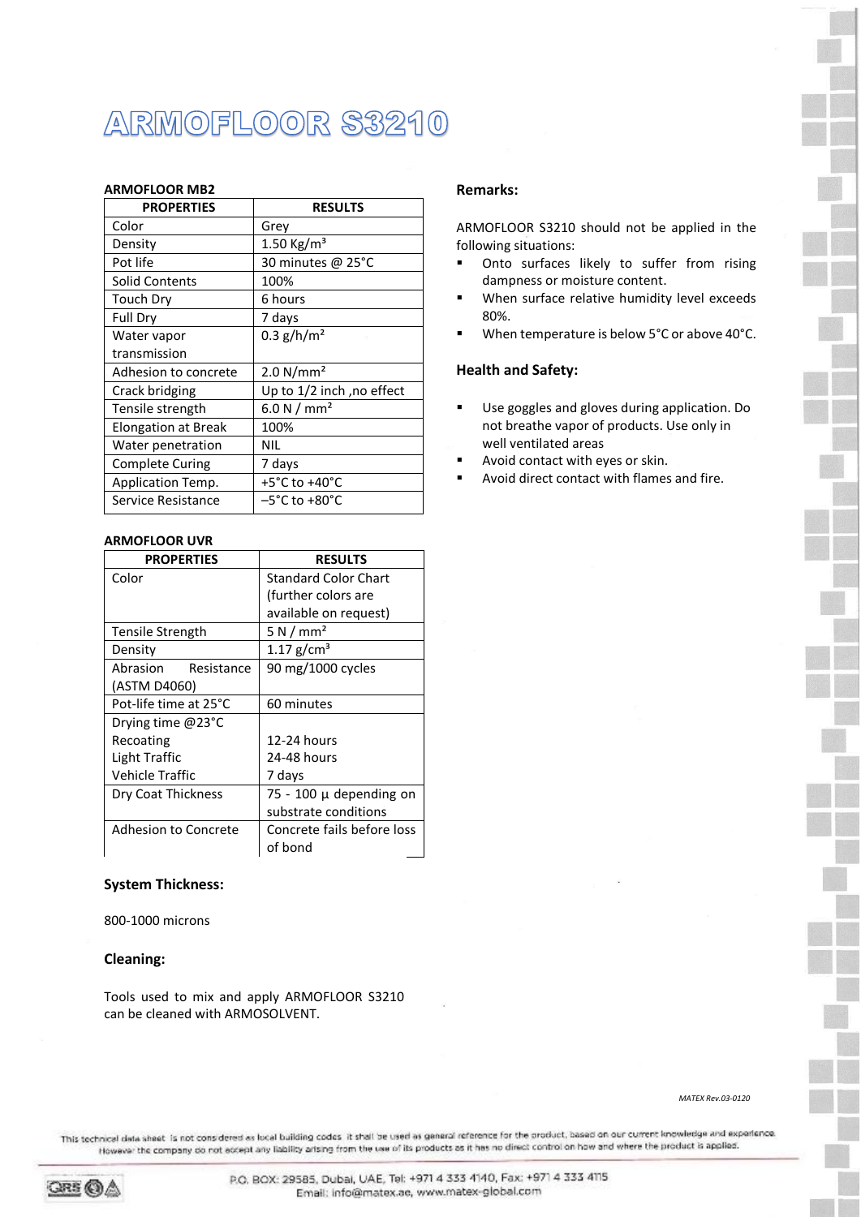# ARMOFLOOR S3210

**ARMOFLOOR MB2**

| PROPERTIES | RESULTS |
|---|---|
| Color | Grey |
| Density | 1.50 Kg/m³ |
| Pot life | 30 minutes @ 25°C |
| Solid Contents | 100% |
| Touch Dry | 6 hours |
| Full Dry | 7 days |
| Water vapor transmission | 0.3 g/h/m² |
| Adhesion to concrete | 2.0 N/mm² |
| Crack bridging | Up to 1/2 inch ,no effect |
| Tensile strength | 6.0 N / mm² |
| Elongation at Break | 100% |
| Water penetration | NIL |
| Complete Curing | 7 days |
| Application Temp. | +5°C to +40°C |
| Service Resistance | –5°C to +80°C |

**ARMOFLOOR UVR**

| PROPERTIES | RESULTS |
|---|---|
| Color | Standard Color Chart (further colors are available on request) |
| Tensile Strength | 5 N / mm² |
| Density | 1.17 g/cm³ |
| Abrasion Resistance (ASTM D4060) | 90 mg/1000 cycles |
| Pot-life time at 25°C | 60 minutes |
| Drying time @23°C<br>Recoating<br>Light Traffic<br>Vehicle Traffic | <br>12-24 hours<br>24-48 hours<br>7 days |
| Dry Coat Thickness | 75 - 100 µ depending on substrate conditions |
| Adhesion to Concrete | Concrete fails before loss of bond |

## System Thickness:

800-1000 microns

## Cleaning:

Tools used to mix and apply ARMOFLOOR S3210 can be cleaned with ARMOSOLVENT.

## Remarks:

ARMOFLOOR S3210 should not be applied in the following situations:

- Onto surfaces likely to suffer from rising dampness or moisture content.
- When surface relative humidity level exceeds 80%.
- When temperature is below 5°C or above 40°C.

## Health and Safety:

- Use goggles and gloves during application. Do not breathe vapor of products. Use only in well ventilated areas
- Avoid contact with eyes or skin.
- Avoid direct contact with flames and fire.

*MATEX Rev.03-0120*

This technical data sheet is not considered as local building codes. It shall be used as general reference for the product, based on our current knowledge and experience. However the company do not accept any liability arising from the use of its products as it has no direct control on how and where the product is applied.

P.O. BOX: 29585, Dubai, UAE, Tel: +971 4 333 4140, Fax: +971 4 333 4115
Email: info@matex.ae, www.matex-global.com